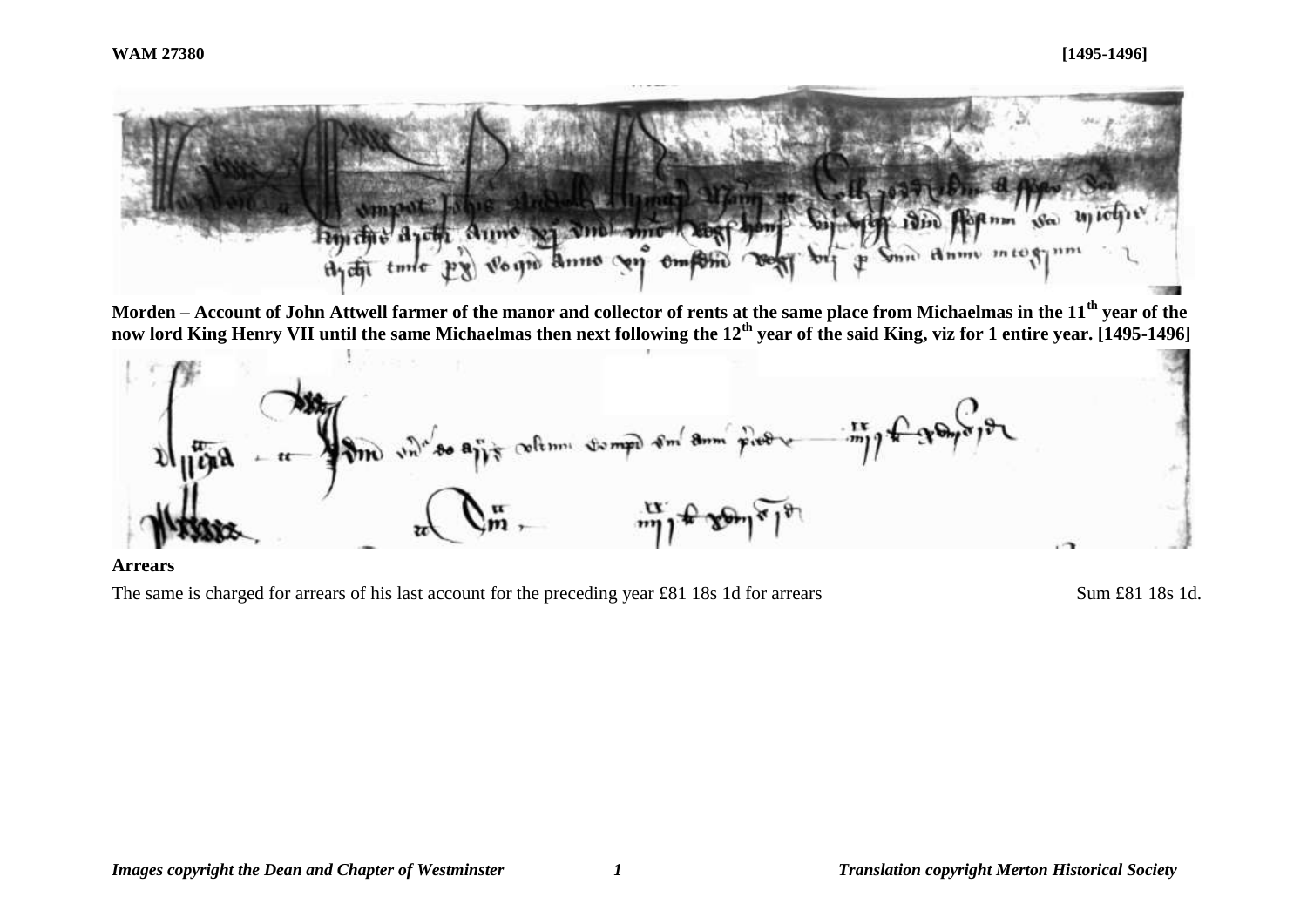**WAM 27380** **[1495-1496]**

**Morden – Account of John Attwell farmer of the manor and collector of rents at the same place from Michaelmas in the 11th year of the now lord King Henry VII until the same Michaelmas then next following the 12th year of the said King, viz for 1 entire year. [1495-1496]**

**Arrears**

The same is charged for arrears of his last account for the preceding year £81 18s 1d for arrears Sum £81 18s 1d.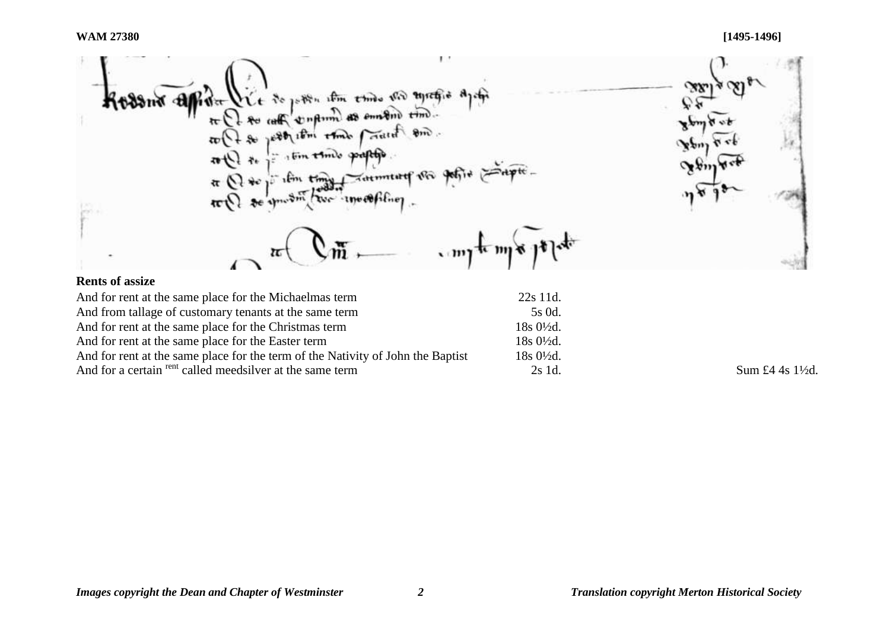**Rents of assize**

| | | |
|---|---|---|
| And for rent at the same place for the Michaelmas term | 22s 11d. | |
| And from tallage of customary tenants at the same term | 5s 0d. | |
| And for rent at the same place for the Christmas term | 18s 0½d. | |
| And for rent at the same place for the Easter term | 18s 0½d. | |
| And for rent at the same place for the term of the Nativity of John the Baptist | 18s 0½d. | |
| And for a certain [rent] called meedsilver at the same term | 2s 1d. | Sum £4 4s 1½d. |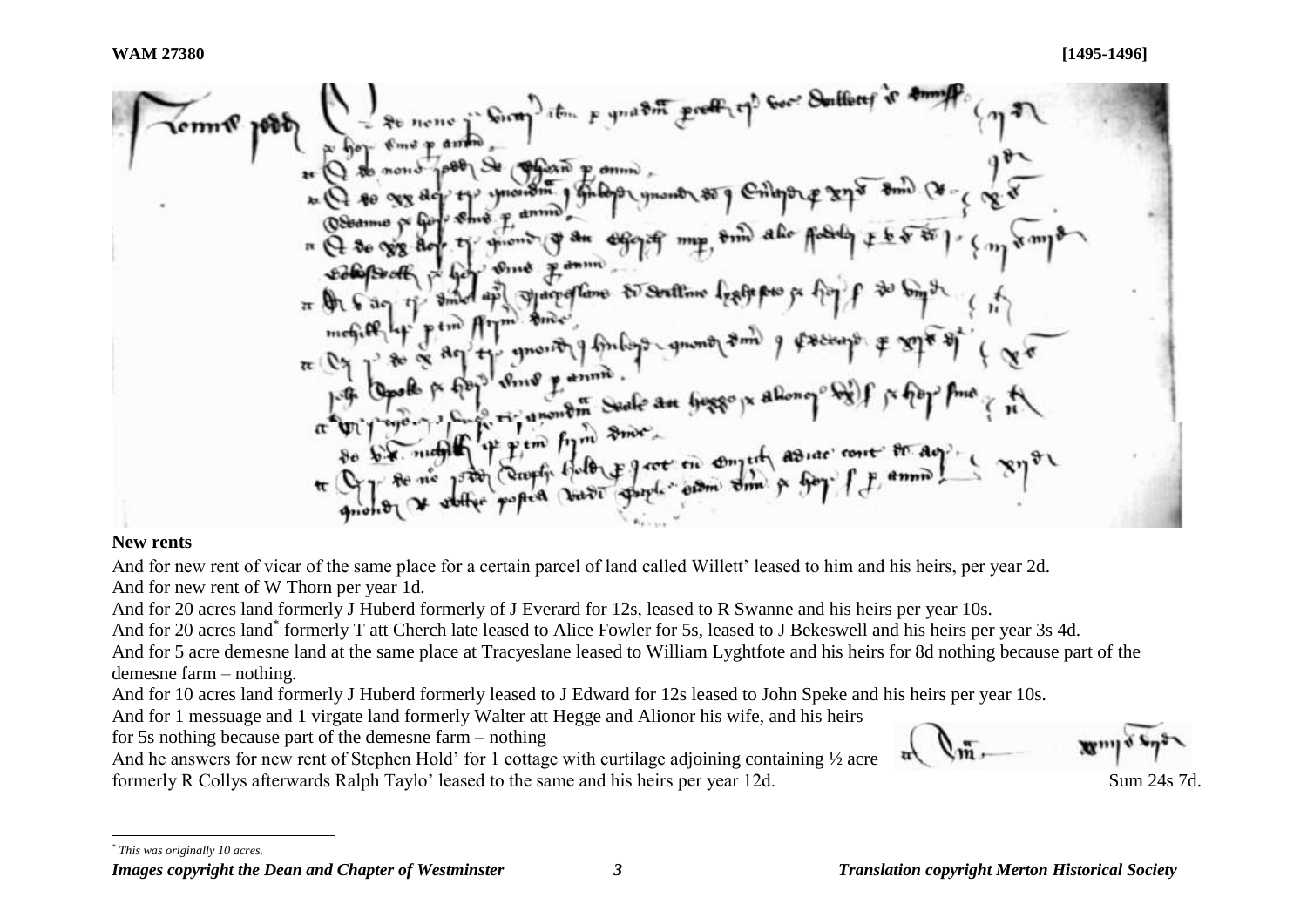## New rents

And for new rent of vicar of the same place for a certain parcel of land called Willett' leased to him and his heirs, per year 2d.

And for new rent of W Thorn per year 1d.

And for 20 acres land formerly J Huberd formerly of J Everard for 12s, leased to R Swanne and his heirs per year 10s.

And for 20 acres land* formerly T att Cherch late leased to Alice Fowler for 5s, leased to J Bekeswell and his heirs per year 3s 4d.

And for 5 acre demesne land at the same place at Tracyeslane leased to William Lyghtfote and his heirs for 8d nothing because part of the demesne farm – nothing.

And for 10 acres land formerly J Huberd formerly leased to J Edward for 12s leased to John Speke and his heirs per year 10s.

And for 1 messuage and 1 virgate land formerly Walter att Hegge and Alionor his wife, and his heirs for 5s nothing because part of the demesne farm – nothing

And he answers for new rent of Stephen Hold' for 1 cottage with curtilage adjoining containing ½ acre formerly R Collys afterwards Ralph Taylo' leased to the same and his heirs per year 12d.

Sum 24s 7d.

---

* This was originally 10 acres.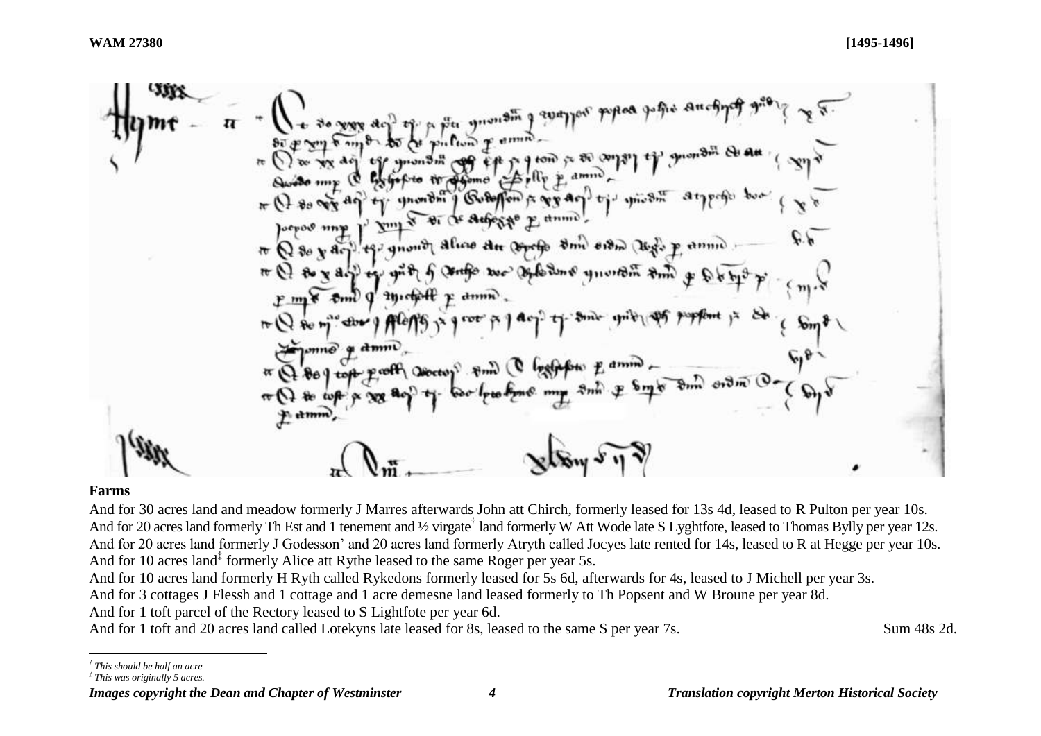## Farms

And for 30 acres land and meadow formerly J Marres afterwards John att Chirch, formerly leased for 13s 4d, leased to R Pulton per year 10s.
And for 20 acres land formerly Th Est and 1 tenement and ½ virgate† land formerly W Att Wode late S Lyghtfote, leased to Thomas Bylly per year 12s.
And for 20 acres land formerly J Godesson' and 20 acres land formerly Atryth called Jocyes late rented for 14s, leased to R at Hegge per year 10s.
And for 10 acres land‡ formerly Alice att Rythe leased to the same Roger per year 5s.
And for 10 acres land formerly H Ryth called Rykedons formerly leased for 5s 6d, afterwards for 4s, leased to J Michell per year 3s.
And for 3 cottages J Flessh and 1 cottage and 1 acre demesne land leased formerly to Th Popsent and W Broune per year 8d.
And for 1 toft parcel of the Rectory leased to S Lightfote per year 6d.
And for 1 toft and 20 acres land called Lotekyns late leased for 8s, leased to the same S per year 7s. Sum 48s 2d.

---

*† This should be half an acre*
*‡ This was originally 5 acres.*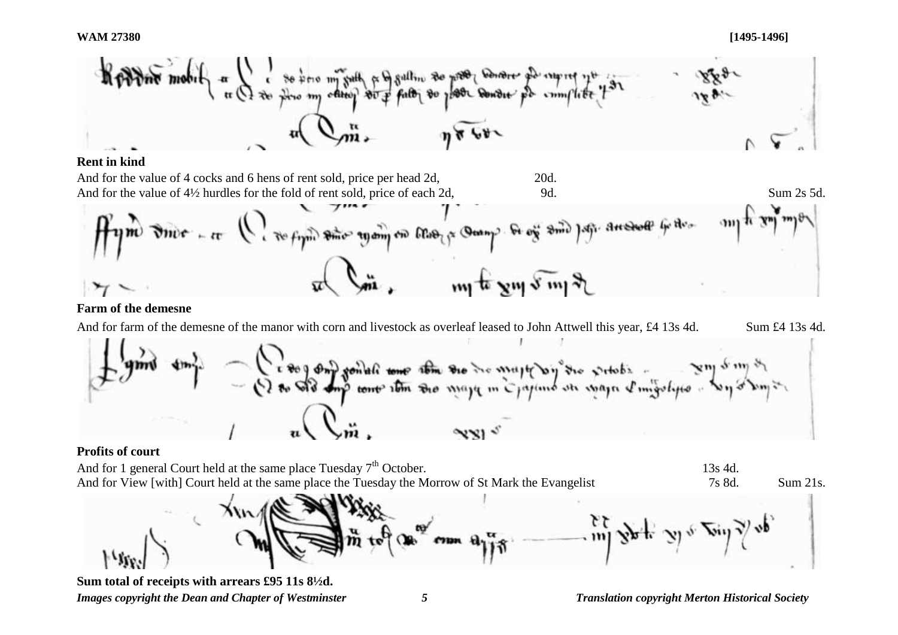**Rent in kind**

And for the value of 4 cocks and 6 hens of rent sold, price per head 2d, 20d.
And for the value of 4½ hurdles for the fold of rent sold, price of each 2d, 9d. Sum 2s 5d.

**Farm of the demesne**

And for farm of the demesne of the manor with corn and livestock as overleaf leased to John Attwell this year, £4 13s 4d. Sum £4 13s 4d.

**Profits of court**

And for 1 general Court held at the same place Tuesday 7th October. 13s 4d.
And for View [with] Court held at the same place the Tuesday the Morrow of St Mark the Evangelist 7s 8d. Sum 21s.

**Sum total of receipts with arrears £95 11s 8½d.**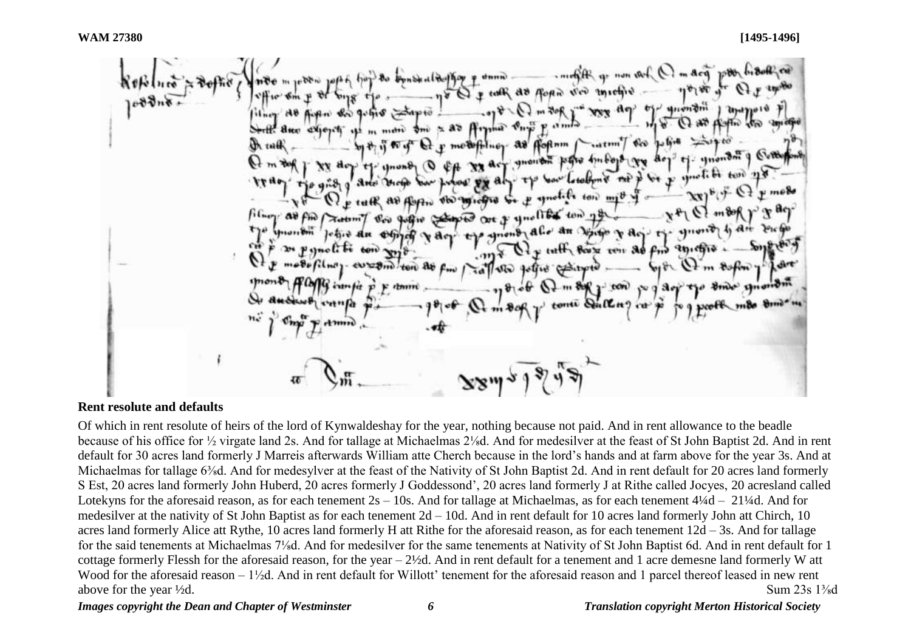**WAM 27380** **[1495-1496]**

## Rent resolute and defaults

Of which in rent resolute of heirs of the lord of Kynwaldeshay for the year, nothing because not paid. And in rent allowance to the beadle because of his office for ½ virgate land 2s. And for tallage at Michaelmas 2⅛d. And for medesilver at the feast of St John Baptist 2d. And in rent default for 30 acres land formerly J Marreis afterwards William atte Cherch because in the lord's hands and at farm above for the year 3s. And at Michaelmas for tallage 6⅜d. And for medesylver at the feast of the Nativity of St John Baptist 2d. And in rent default for 20 acres land formerly S Est, 20 acres land formerly John Huberd, 20 acres formerly J Goddessond', 20 acres land formerly J at Rithe called Jocyes, 20 acresland called Lotekyns for the aforesaid reason, as for each tenement 2s – 10s. And for tallage at Michaelmas, as for each tenement 4¼d – 21¼d. And for medesilver at the nativity of St John Baptist as for each tenement 2d – 10d. And in rent default for 10 acres land formerly John att Chirch, 10 acres land formerly Alice att Rythe, 10 acres land formerly H att Rithe for the aforesaid reason, as for each tenement 12d – 3s. And for tallage for the said tenements at Michaelmas 7⅛d. And for medesilver for the same tenements at Nativity of St John Baptist 6d. And in rent default for 1 cottage formerly Flessh for the aforesaid reason, for the year – 2½d. And in rent default for a tenement and 1 acre demesne land formerly W att Wood for the aforesaid reason – 1½d. And in rent default for Willott' tenement for the aforesaid reason and 1 parcel thereof leased in new rent above for the year ½d. Sum 23s 1⅜d

*Images copyright the Dean and Chapter of Westminster* *Translation copyright Merton Historical Society*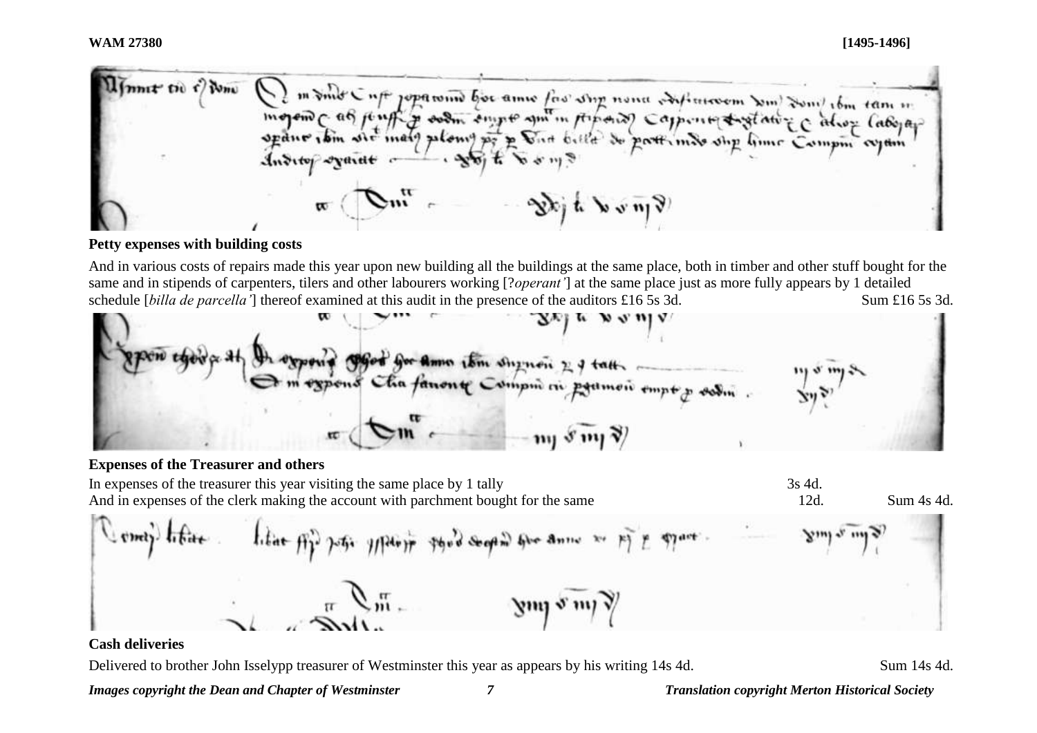**WAM 27380** **[1495-1496]**

### Petty expenses with building costs

And in various costs of repairs made this year upon new building all the buildings at the same place, both in timber and other stuff bought for the same and in stipends of carpenters, tilers and other labourers working [?*operant'*] at the same place just as more fully appears by 1 detailed schedule [*billa de parcella'*] thereof examined at this audit in the presence of the auditors £16 5s 3d. Sum £16 5s 3d.

### Expenses of the Treasurer and others

| | | |
|---|---|---|
| In expenses of the treasurer this year visiting the same place by 1 tally | 3s 4d. | |
| And in expenses of the clerk making the account with parchment bought for the same | 12d. | Sum 4s 4d. |

### Cash deliveries

Delivered to brother John Isselypp treasurer of Westminster this year as appears by his writing 14s 4d. Sum 14s 4d.

*Images copyright the Dean and Chapter of Westminster* *Translation copyright Merton Historical Society*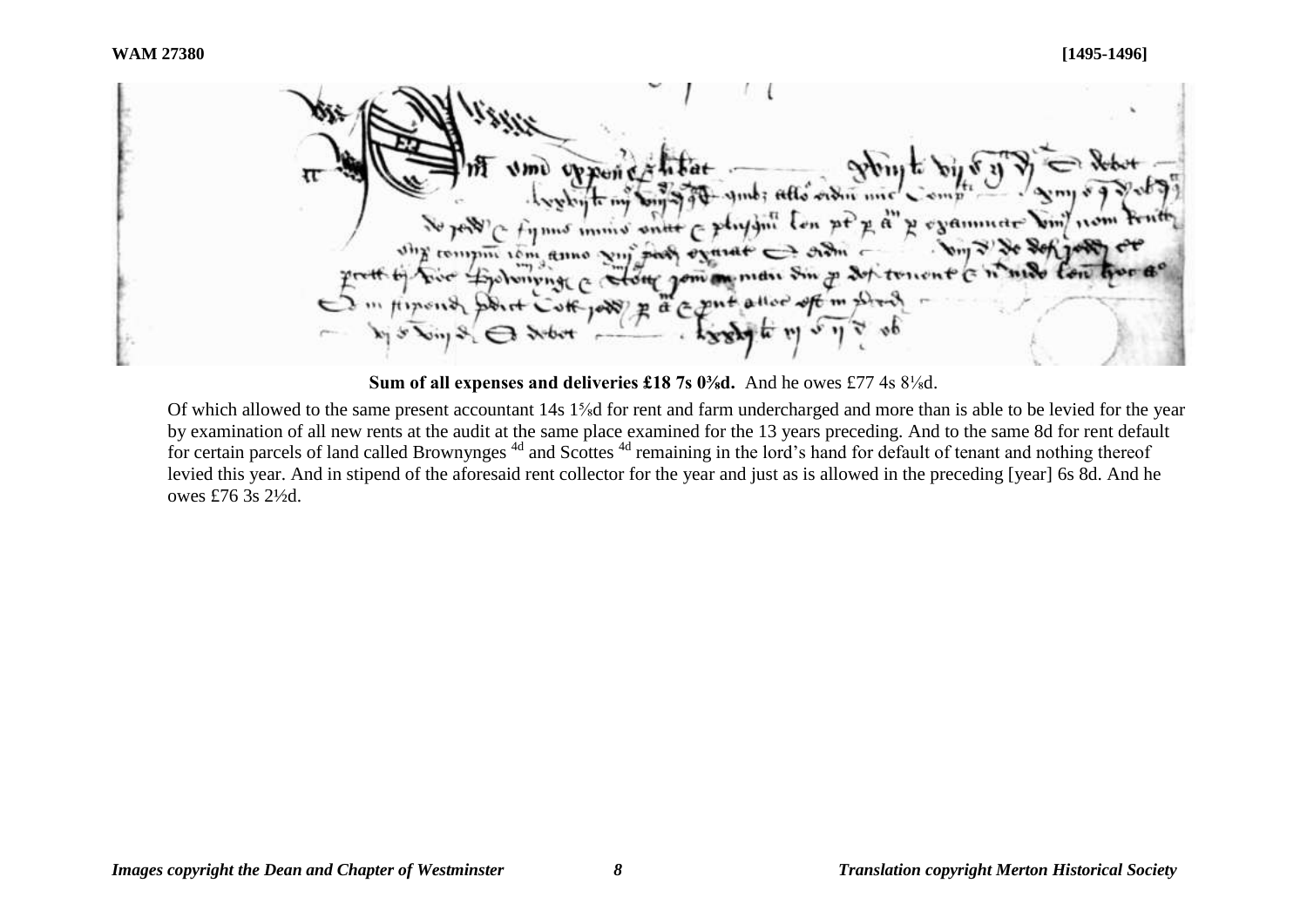**Sum of all expenses and deliveries £18 7s 0⅜d.** And he owes £77 4s 8⅛d.

Of which allowed to the same present accountant 14s 1⅝d for rent and farm undercharged and more than is able to be levied for the year by examination of all new rents at the audit at the same place examined for the 13 years preceding. And to the same 8d for rent default for certain parcels of land called Brownynges [4d] and Scottes [4d] remaining in the lord's hand for default of tenant and nothing thereof levied this year. And in stipend of the aforesaid rent collector for the year and just as is allowed in the preceding [year] 6s 8d. And he owes £76 3s 2½d.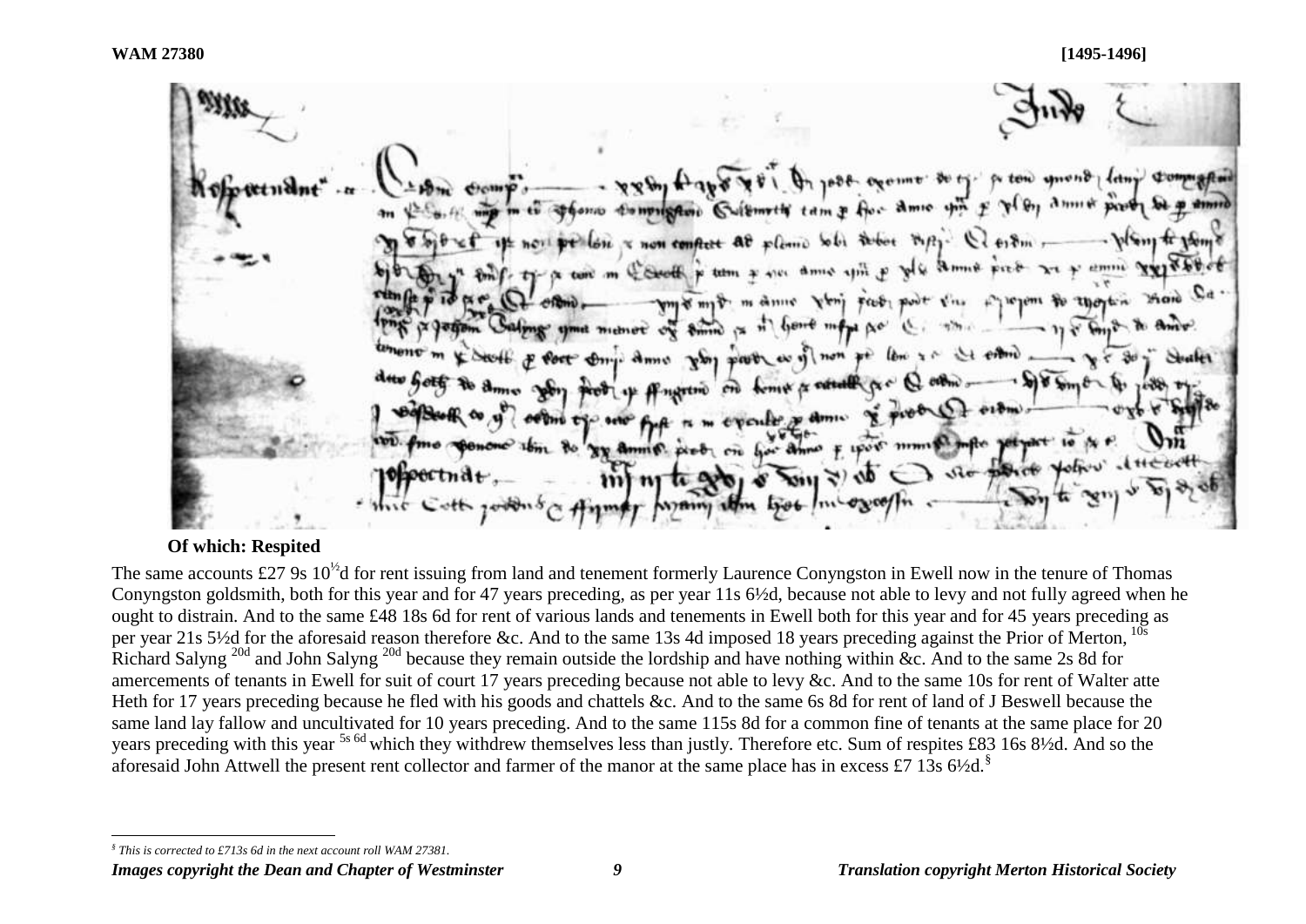**Of which: Respited**

The same accounts £27 9s 10½d for rent issuing from land and tenement formerly Laurence Conyngston in Ewell now in the tenure of Thomas Conyngston goldsmith, both for this year and for 47 years preceding, as per year 11s 6½d, because not able to levy and not fully agreed when he ought to distrain. And to the same £48 18s 6d for rent of various lands and tenements in Ewell both for this year and for 45 years preceding as per year 21s 5½d for the aforesaid reason therefore &c. And to the same 13s 4d imposed 18 years preceding against the Prior of Merton, [10s] Richard Salyng [20d] and John Salyng [20d] because they remain outside the lordship and have nothing within &c. And to the same 2s 8d for amercements of tenants in Ewell for suit of court 17 years preceding because not able to levy &c. And to the same 10s for rent of Walter atte Heth for 17 years preceding because he fled with his goods and chattels &c. And to the same 6s 8d for rent of land of J Beswell because the same land lay fallow and uncultivated for 10 years preceding. And to the same 115s 8d for a common fine of tenants at the same place for 20 years preceding with this year [5s 6d] which they withdrew themselves less than justly. Therefore etc. Sum of respites £83 16s 8½d. And so the aforesaid John Attwell the present rent collector and farmer of the manor at the same place has in excess £7 13s 6½d.[§]

[§] This is corrected to £713s 6d in the next account roll WAM 27381.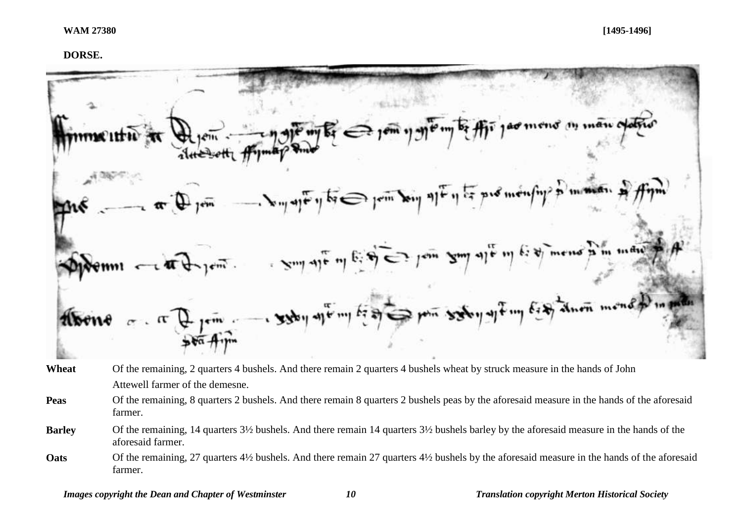**WAM 27380** **[1495-1496]**

**DORSE.**

| | |
|---|---|
| **Wheat** | Of the remaining, 2 quarters 4 bushels. And there remain 2 quarters 4 bushels wheat by struck measure in the hands of John Attewell farmer of the demesne. |
| **Peas** | Of the remaining, 8 quarters 2 bushels. And there remain 8 quarters 2 bushels peas by the aforesaid measure in the hands of the aforesaid farmer. |
| **Barley** | Of the remaining, 14 quarters 3½ bushels. And there remain 14 quarters 3½ bushels barley by the aforesaid measure in the hands of the aforesaid farmer. |
| **Oats** | Of the remaining, 27 quarters 4½ bushels. And there remain 27 quarters 4½ bushels by the aforesaid measure in the hands of the aforesaid farmer. |

*Images copyright the Dean and Chapter of Westminster* *Translation copyright Merton Historical Society*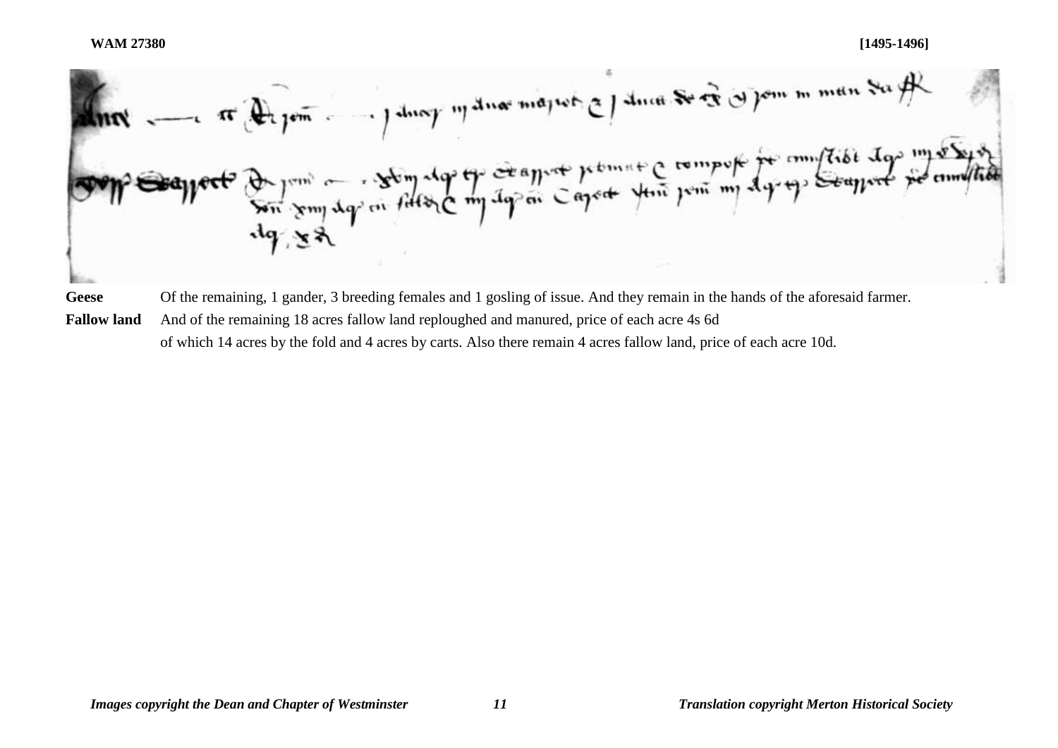**WAM 27380** **[1495-1496]**

**Geese** Of the remaining, 1 gander, 3 breeding females and 1 gosling of issue. And they remain in the hands of the aforesaid farmer.

**Fallow land** And of the remaining 18 acres fallow land reploughed and manured, price of each acre 4s 6d

of which 14 acres by the fold and 4 acres by carts. Also there remain 4 acres fallow land, price of each acre 10d.